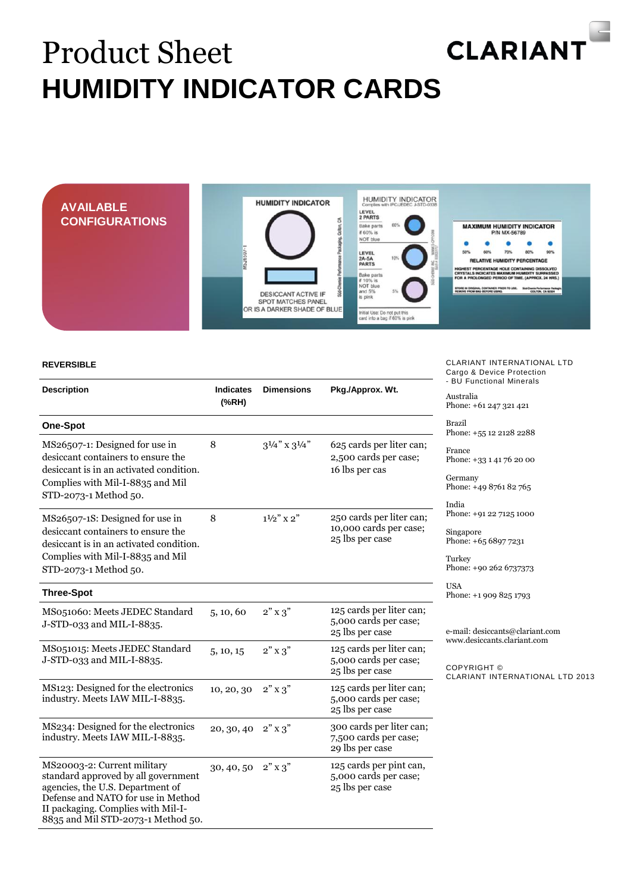# Product Sheet

CLARIANT

# HUMIDITY INDICATOR CARDS

**AVAILABLE CONFIGURATIONS**

### REVERSIBLE

| Description | Indicates (%RH) | Dimensions | Pkg./Approx. Wt. |
|---|---|---|---|
| **One-Spot** | | | |
| MS26507-1: Designed for use in desiccant containers to ensure the desiccant is in an activated condition. Complies with Mil-I-8835 and Mil STD-2073-1 Method 50. | 8 | 3¼" x 3¼" | 625 cards per liter can; 2,500 cards per case; 16 lbs per cas |
| MS26507-1S: Designed for use in desiccant containers to ensure the desiccant is in an activated condition. Complies with Mil-I-8835 and Mil STD-2073-1 Method 50. | 8 | 1½" x 2" | 250 cards per liter can; 10,000 cards per case; 25 lbs per case |
| **Three-Spot** | | | |
| MS051060: Meets JEDEC Standard J-STD-033 and MIL-I-8835. | 5, 10, 60 | 2" x 3" | 125 cards per liter can; 5,000 cards per case; 25 lbs per case |
| MS051015: Meets JEDEC Standard J-STD-033 and MIL-I-8835. | 5, 10, 15 | 2" x 3" | 125 cards per liter can; 5,000 cards per case; 25 lbs per case |
| MS123: Designed for the electronics industry. Meets IAW MIL-I-8835. | 10, 20, 30 | 2" x 3" | 125 cards per liter can; 5,000 cards per case; 25 lbs per case |
| MS234: Designed for the electronics industry. Meets IAW MIL-I-8835. | 20, 30, 40 | 2" x 3" | 300 cards per liter can; 7,500 cards per case; 29 lbs per case |
| MS20003-2: Current military standard approved by all government agencies, the U.S. Department of Defense and NATO for use in Method II packaging. Complies with Mil-I-8835 and Mil STD-2073-1 Method 50. | 30, 40, 50 | 2" x 3" | 125 cards per pint can, 5,000 cards per case; 25 lbs per case |

CLARIANT INTERNATIONAL LTD
Cargo & Device Protection
- BU Functional Minerals

Australia
Phone: +61 247 321 421

Brazil
Phone: +55 12 2128 2288

France
Phone: +33 1 41 76 20 00

Germany
Phone: +49 8761 82 765

India
Phone: +91 22 7125 1000

Singapore
Phone: +65 6897 7231

Turkey
Phone: +90 262 6737373

USA
Phone: +1 909 825 1793

e-mail: desiccants@clariant.com
www.desiccants.clariant.com

COPYRIGHT ©
CLARIANT INTERNATIONAL LTD 2013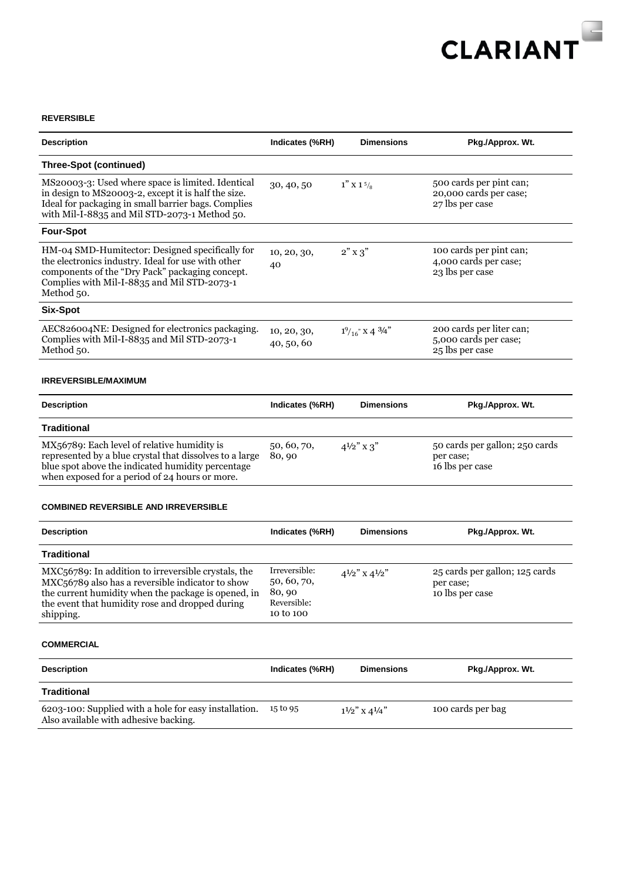### REVERSIBLE

| Description | Indicates (%RH) | Dimensions | Pkg./Approx. Wt. |
|---|---|---|---|
| **Three-Spot (continued)** | | | |
| MS20003-3: Used where space is limited. Identical in design to MS20003-2, except it is half the size. Ideal for packaging in small barrier bags. Complies with Mil-I-8835 and Mil STD-2073-1 Method 50. | 30, 40, 50 | 1" x 1 5/8 | 500 cards per pint can; 20,000 cards per case; 27 lbs per case |
| **Four-Spot** | | | |
| HM-04 SMD-Humitector: Designed specifically for the electronics industry. Ideal for use with other components of the "Dry Pack" packaging concept. Complies with Mil-I-8835 and Mil STD-2073-1 Method 50. | 10, 20, 30, 40 | 2" x 3" | 100 cards per pint can; 4,000 cards per case; 23 lbs per case |
| **Six-Spot** | | | |
| AEC826004NE: Designed for electronics packaging. Complies with Mil-I-8835 and Mil STD-2073-1 Method 50. | 10, 20, 30, 40, 50, 60 | 1 9/16" x 4 ¾" | 200 cards per liter can; 5,000 cards per case; 25 lbs per case |

### IRREVERSIBLE/MAXIMUM

| Description | Indicates (%RH) | Dimensions | Pkg./Approx. Wt. |
|---|---|---|---|
| **Traditional** | | | |
| MX56789: Each level of relative humidity is represented by a blue crystal that dissolves to a large blue spot above the indicated humidity percentage when exposed for a period of 24 hours or more. | 50, 60, 70, 80, 90 | 4½" x 3" | 50 cards per gallon; 250 cards per case; 16 lbs per case |

### COMBINED REVERSIBLE AND IRREVERSIBLE

| Description | Indicates (%RH) | Dimensions | Pkg./Approx. Wt. |
|---|---|---|---|
| **Traditional** | | | |
| MXC56789: In addition to irreversible crystals, the MXC56789 also has a reversible indicator to show the current humidity when the package is opened, in the event that humidity rose and dropped during shipping. | Irreversible: 50, 60, 70, 80, 90 Reversible: 10 to 100 | 4½" x 4½" | 25 cards per gallon; 125 cards per case; 10 lbs per case |

### COMMERCIAL

| Description | Indicates (%RH) | Dimensions | Pkg./Approx. Wt. |
|---|---|---|---|
| **Traditional** | | | |
| 6203-100: Supplied with a hole for easy installation. Also available with adhesive backing. | 15 to 95 | 1½" x 4¼" | 100 cards per bag |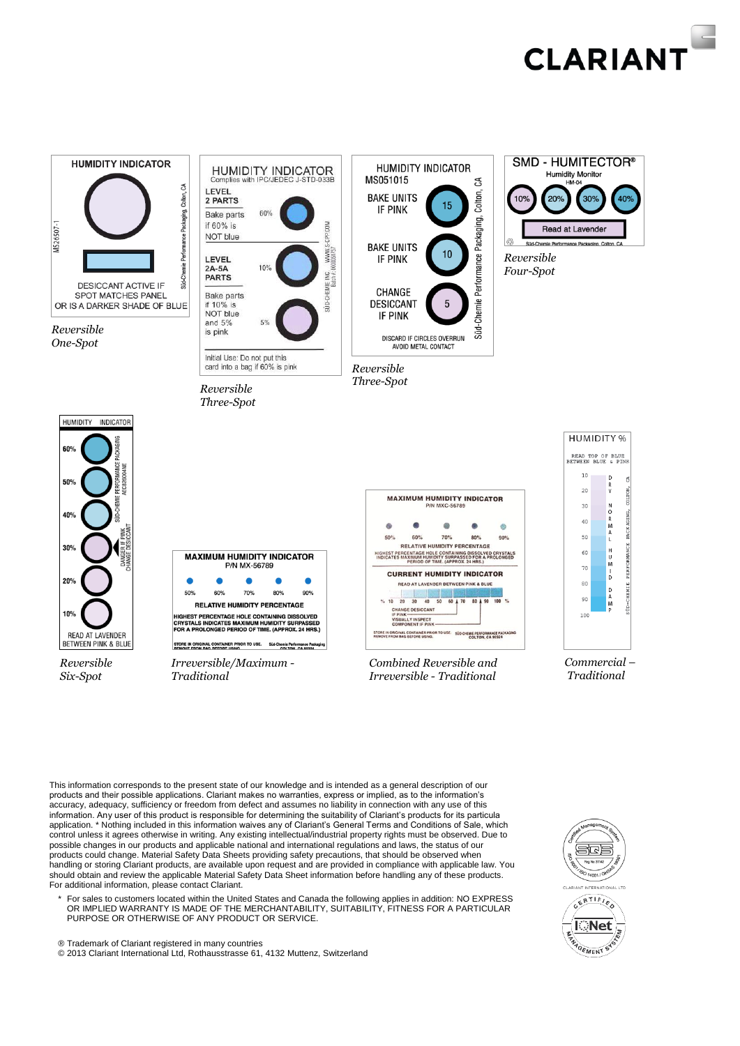CLARIANT

HUMIDITY INDICATOR

DESICCANT ACTIVE IF SPOT MATCHES PANEL OR IS A DARKER SHADE OF BLUE

MS26507-1

Süd-Chemie Performance Packaging, Colton, CA

*Reversible One-Spot*

HUMIDITY INDICATOR
Complies with IPC/JEDEC J-STD-033B

LEVEL 2 PARTS
Bake parts if 60% is NOT blue
60%

LEVEL 2A-5A PARTS
10%
Bake parts if 10% is NOT blue and 5% is pink
5%

Initial Use: Do not put this card into a bag if 60% is pink

*Reversible Three-Spot*

HUMIDITY INDICATOR
MS051015

BAKE UNITS IF PINK 15

BAKE UNITS IF PINK 10

CHANGE DESICCANT IF PINK 5

DISCARD IF CIRCLES OVERRUN
AVOID METAL CONTACT

Süd-Chemie Performance Packaging, Colton, CA

*Reversible Three-Spot*

SMD - HUMITECTOR®
Humidity Monitor
HM-04

10% 20% 30% 40%

Read at Lavender

Süd-Chemie Performance Packaging, Colton, CA

*Reversible Four-Spot*

HUMIDITY INDICATOR

60%
50%
40%
30%
20%
10%

DANGER IF PINK CHANGE DESICCANT

READ AT LAVENDER BETWEEN PINK & BLUE

*Reversible Six-Spot*

MAXIMUM HUMIDITY INDICATOR
P/N MX-56789

50% 60% 70% 80% 90%

RELATIVE HUMIDITY PERCENTAGE

HIGHEST PERCENTAGE HOLE CONTAINING DISSOLVED CRYSTALS INDICATES MAXIMUM HUMIDITY SURPASSED FOR A PROLONGED PERIOD OF TIME. (APPROX. 24 HRS.)

STORE IN ORIGINAL CONTAINER PRIOR TO USE. REMOVE FROM BAG BEFORE USING.

*Irreversible/Maximum - Traditional*

MAXIMUM HUMIDITY INDICATOR
P/N MXC-56789

50% 60% 70% 80% 90%

RELATIVE HUMIDITY PERCENTAGE

HIGHEST PERCENTAGE HOLE CONTAINING DISSOLVED CRYSTALS INDICATES MAXIMUM HUMIDITY SURPASSED FOR A PROLONGED PERIOD OF TIME. (APPROX. 24 HRS.)

CURRENT HUMIDITY INDICATOR

READ AT LAVENDER BETWEEN PINK & BLUE

% 10 20 30 40 50 60 70 80 90 100 %

CHANGE DESICCANT IF PINK
VISUALLY INSPECT COMPONENT IF PINK

STORE IN ORIGINAL CONTAINER PRIOR TO USE. REMOVE FROM BAG BEFORE USING.
SÜD-CHEMIE PERFORMANCE PACKAGING COLTON, CA 92324

*Combined Reversible and Irreversible - Traditional*

HUMIDITY %

READ TOP OF BLUE BETWEEN BLUE & PINK

10 20 30 40 50 60 70 80 90 100

DRY
NORMAL
HUMID
DAMP

SÜD-CHEMIE PERFORMANCE PACKAGING, COLTON, CA

*Commercial – Traditional*

This information corresponds to the present state of our knowledge and is intended as a general description of our products and their possible applications. Clariant makes no warranties, express or implied, as to the information's accuracy, adequacy, sufficiency or freedom from defect and assumes no liability in connection with any use of this information. Any user of this product is responsible for determining the suitability of Clariant's products for its particula application. * Nothing included in this information waives any of Clariant's General Terms and Conditions of Sale, which control unless it agrees otherwise in writing. Any existing intellectual/industrial property rights must be observed. Due to possible changes in our products and applicable national and international regulations and laws, the status of our products could change. Material Safety Data Sheets providing safety precautions, that should be observed when handling or storing Clariant products, are available upon request and are provided in compliance with applicable law. You should obtain and review the applicable Material Safety Data Sheet information before handling any of these products. For additional information, please contact Clariant.

\* For sales to customers located within the United States and Canada the following applies in addition: NO EXPRESS OR IMPLIED WARRANTY IS MADE OF THE MERCHANTABILITY, SUITABILITY, FITNESS FOR A PARTICULAR PURPOSE OR OTHERWISE OF ANY PRODUCT OR SERVICE.

® Trademark of Clariant registered in many countries
© 2013 Clariant International Ltd, Rothausstrasse 61, 4132 Muttenz, Switzerland

CLARIANT INTERNATIONAL LTD